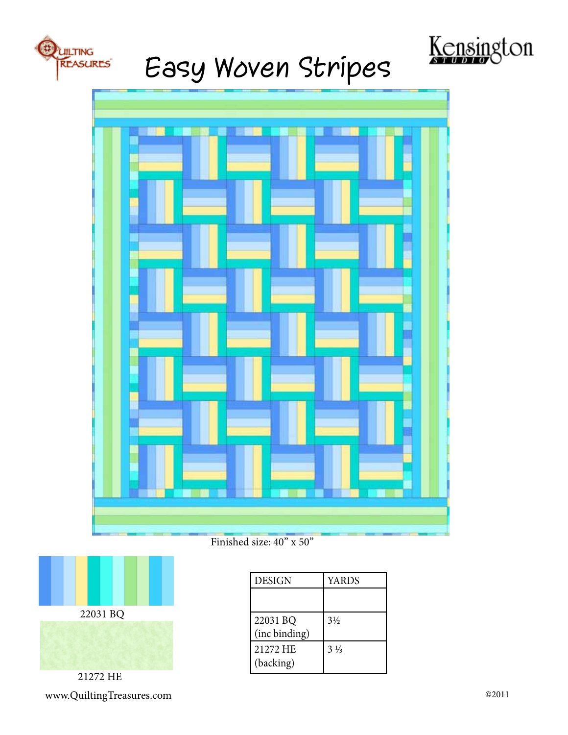# Easy Woven Stripes

Finished size: 40" x 50"

22031 BQ

21272 HE

| DESIGN | YARDS |
|---|---|
| | |
| 22031 BQ (inc binding) | 3½ |
| 21272 HE (backing) | 3 ⅓ |

www.QuiltingTreasures.com

©2011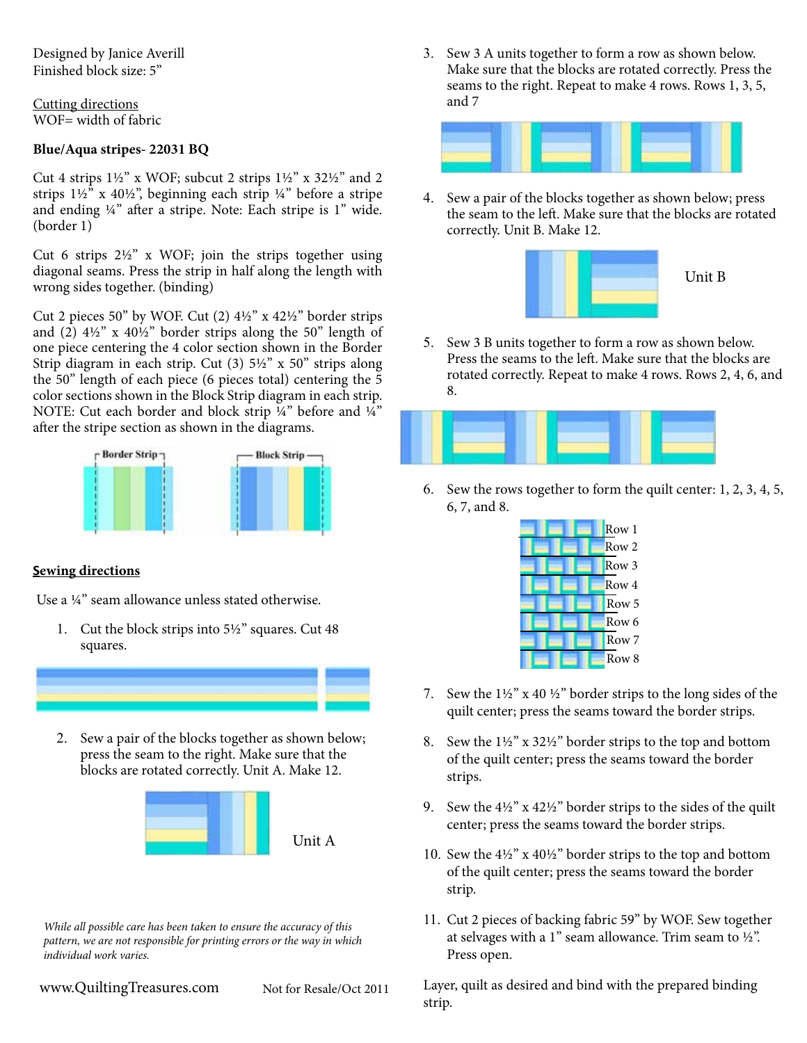Designed by Janice Averill
Finished block size: 5"

Cutting directions
WOF= width of fabric

**Blue/Aqua stripes- 22031 BQ**

Cut 4 strips 1½" x WOF; subcut 2 strips 1½" x 32½" and 2 strips 1½" x 40½", beginning each strip ¼" before a stripe and ending ¼" after a stripe. Note: Each stripe is 1" wide. (border 1)

Cut 6 strips 2½" x WOF; join the strips together using diagonal seams. Press the strip in half along the length with wrong sides together. (binding)

Cut 2 pieces 50" by WOF. Cut (2) 4½" x 42½" border strips and (2) 4½" x 40½" border strips along the 50" length of one piece centering the 4 color section shown in the Border Strip diagram in each strip. Cut (3) 5½" x 50" strips along the 50" length of each piece (6 pieces total) centering the 5 color sections shown in the Block Strip diagram in each strip. NOTE: Cut each border and block strip ¼" before and ¼" after the stripe section as shown in the diagrams.

Border Strip

Block Strip

**Sewing directions**

Use a ¼" seam allowance unless stated otherwise.

1. Cut the block strips into 5½" squares. Cut 48 squares.

2. Sew a pair of the blocks together as shown below; press the seam to the right. Make sure that the blocks are rotated correctly. Unit A. Make 12.

Unit A

3. Sew 3 A units together to form a row as shown below. Make sure that the blocks are rotated correctly. Press the seams to the right. Repeat to make 4 rows. Rows 1, 3, 5, and 7

4. Sew a pair of the blocks together as shown below; press the seam to the left. Make sure that the blocks are rotated correctly. Unit B. Make 12.

Unit B

5. Sew 3 B units together to form a row as shown below. Press the seams to the left. Make sure that the blocks are rotated correctly. Repeat to make 4 rows. Rows 2, 4, 6, and 8.

6. Sew the rows together to form the quilt center: 1, 2, 3, 4, 5, 6, 7, and 8.

Row 1
Row 2
Row 3
Row 4
Row 5
Row 6
Row 7
Row 8

7. Sew the 1½" x 40 ½" border strips to the long sides of the quilt center; press the seams toward the border strips.

8. Sew the 1½" x 32½" border strips to the top and bottom of the quilt center; press the seams toward the border strips.

9. Sew the 4½" x 42½" border strips to the sides of the quilt center; press the seams toward the border strips.

10. Sew the 4½" x 40½" border strips to the top and bottom of the quilt center; press the seams toward the border strip.

11. Cut 2 pieces of backing fabric 59" by WOF. Sew together at selvages with a 1" seam allowance. Trim seam to ½". Press open.

Layer, quilt as desired and bind with the prepared binding strip.

*While all possible care has been taken to ensure the accuracy of this pattern, we are not responsible for printing errors or the way in which individual work varies.*

www.QuiltingTreasures.com Not for Resale/Oct 2011